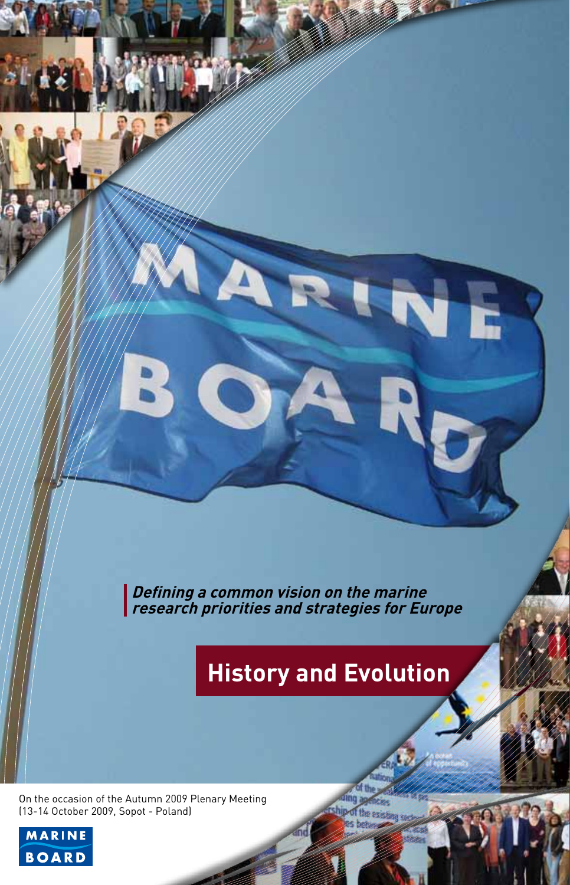*Defining a common vision on the marine research priorities and strategies for Europe*

# History and Evolution

On the occasion of the Autumn 2009 Plenary Meeting (13-14 October 2009, Sopot - Poland)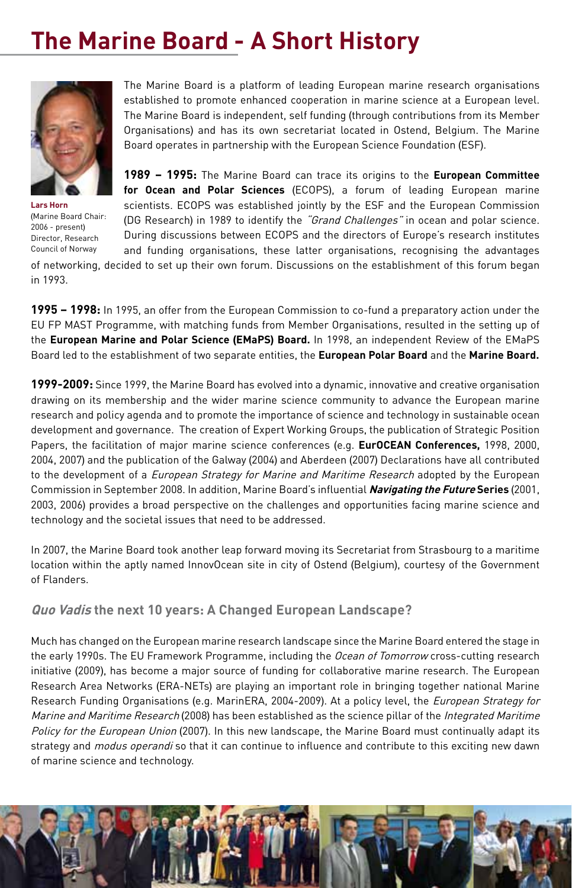# The Marine Board - A Short History

**Lars Horn**
(Marine Board Chair: 2006 - present)
Director, Research Council of Norway

The Marine Board is a platform of leading European marine research organisations established to promote enhanced cooperation in marine science at a European level. The Marine Board is independent, self funding (through contributions from its Member Organisations) and has its own secretariat located in Ostend, Belgium. The Marine Board operates in partnership with the European Science Foundation (ESF).

**1989 – 1995:** The Marine Board can trace its origins to the **European Committee for Ocean and Polar Sciences** (ECOPS), a forum of leading European marine scientists. ECOPS was established jointly by the ESF and the European Commission (DG Research) in 1989 to identify the *"Grand Challenges"* in ocean and polar science. During discussions between ECOPS and the directors of Europe's research institutes and funding organisations, these latter organisations, recognising the advantages of networking, decided to set up their own forum. Discussions on the establishment of this forum began in 1993.

**1995 – 1998:** In 1995, an offer from the European Commission to co-fund a preparatory action under the EU FP MAST Programme, with matching funds from Member Organisations, resulted in the setting up of the **European Marine and Polar Science (EMaPS) Board.** In 1998, an independent Review of the EMaPS Board led to the establishment of two separate entities, the **European Polar Board** and the **Marine Board.**

**1999-2009:** Since 1999, the Marine Board has evolved into a dynamic, innovative and creative organisation drawing on its membership and the wider marine science community to advance the European marine research and policy agenda and to promote the importance of science and technology in sustainable ocean development and governance. The creation of Expert Working Groups, the publication of Strategic Position Papers, the facilitation of major marine science conferences (e.g. **EurOCEAN Conferences,** 1998, 2000, 2004, 2007) and the publication of the Galway (2004) and Aberdeen (2007) Declarations have all contributed to the development of a *European Strategy for Marine and Maritime Research* adopted by the European Commission in September 2008. In addition, Marine Board's influential ***Navigating the Future*** **Series** (2001, 2003, 2006) provides a broad perspective on the challenges and opportunities facing marine science and technology and the societal issues that need to be addressed.

In 2007, the Marine Board took another leap forward moving its Secretariat from Strasbourg to a maritime location within the aptly named InnovOcean site in city of Ostend (Belgium), courtesy of the Government of Flanders.

### *Quo Vadis* the next 10 years: A Changed European Landscape?

Much has changed on the European marine research landscape since the Marine Board entered the stage in the early 1990s. The EU Framework Programme, including the *Ocean of Tomorrow* cross-cutting research initiative (2009), has become a major source of funding for collaborative marine research. The European Research Area Networks (ERA-NETs) are playing an important role in bringing together national Marine Research Funding Organisations (e.g. MarinERA, 2004-2009). At a policy level, the *European Strategy for Marine and Maritime Research* (2008) has been established as the science pillar of the *Integrated Maritime Policy for the European Union* (2007). In this new landscape, the Marine Board must continually adapt its strategy and *modus operandi* so that it can continue to influence and contribute to this exciting new dawn of marine science and technology.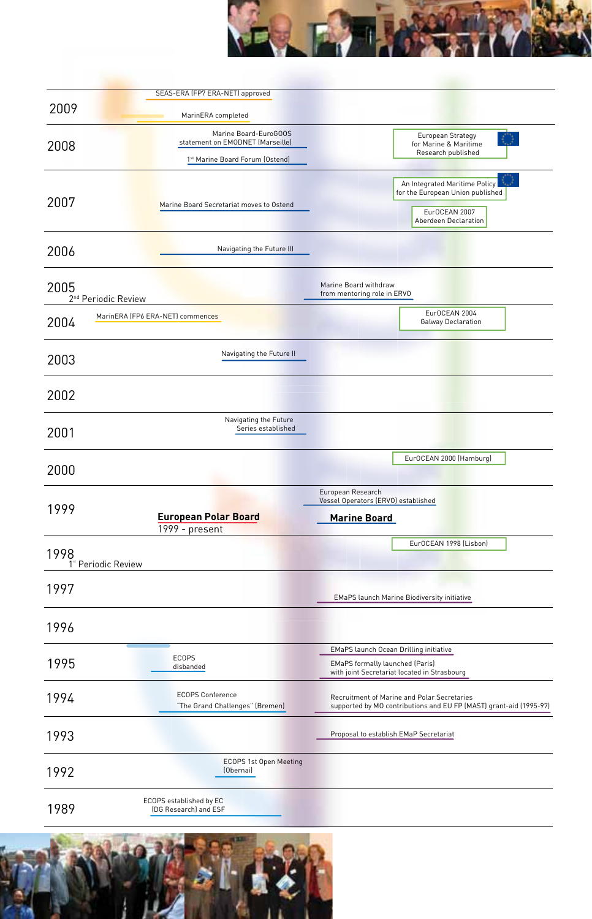**2009**
- SEAS-ERA (FP7 ERA-NET) approved
- MarinERA completed

**2008**
- Marine Board-EuroGOOS statement on EMODNET (Marseille)
- 1st Marine Board Forum (Ostend)
- European Strategy for Marine & Maritime Research published

**2007**
- Marine Board Secretariat moves to Ostend
- An Integrated Maritime Policy for the European Union published
- EurOCEAN 2007 Aberdeen Declaration

**2006**
- Navigating the Future III

**2005**
- 2nd Periodic Review
- Marine Board withdraw from mentoring role in ERVO

**2004**
- MarinERA (FP6 ERA-NET) commences
- EurOCEAN 2004 Galway Declaration

**2003**
- Navigating the Future II

**2002**

**2001**
- Navigating the Future Series established

**2000**
- EurOCEAN 2000 (Hamburg)

**1999**
- European Research Vessel Operators (ERVO) established
- **European Polar Board** 1999 - present
- **Marine Board**

**1998**
- 1st Periodic Review
- EurOCEAN 1998 (Lisbon)

**1997**
- EMaPS launch Marine Biodiversity initiative

**1996**

**1995**
- ECOPS disbanded
- EMaPS launch Ocean Drilling initiative
- EMaPS formally launched (Paris) with joint Secretariat located in Strasbourg

**1994**
- ECOPS Conference "The Grand Challenges" (Bremen)
- Recruitment of Marine and Polar Secretaries supported by MO contributions and EU FP (MAST) grant-aid (1995-97)

**1993**
- Proposal to establish EMaP Secretariat

**1992**
- ECOPS 1st Open Meeting (Obernai)

**1989**
- ECOPS established by EC (DG Research) and ESF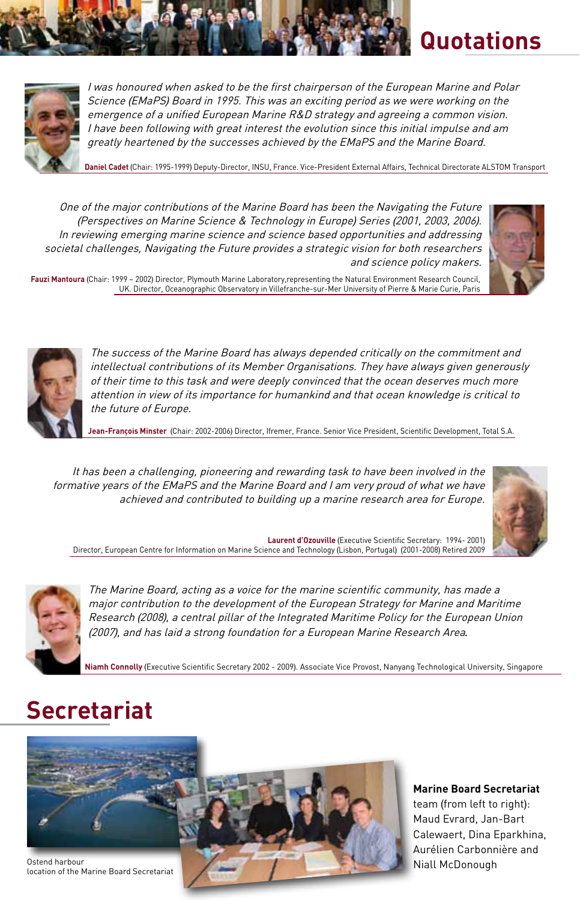# Quotations

*I was honoured when asked to be the first chairperson of the European Marine and Polar Science (EMaPS) Board in 1995. This was an exciting period as we were working on the emergence of a unified European Marine R&D strategy and agreeing a common vision. I have been following with great interest the evolution since this initial impulse and am greatly heartened by the successes achieved by the EMaPS and the Marine Board.*

**Daniel Cadet** (Chair: 1995-1999) Deputy-Director, INSU, France. Vice-President External Affairs, Technical Directorate ALSTOM Transport

*One of the major contributions of the Marine Board has been the Navigating the Future (Perspectives on Marine Science & Technology in Europe) Series (2001, 2003, 2006). In reviewing emerging marine science and science based opportunities and addressing societal challenges, Navigating the Future provides a strategic vision for both researchers and science policy makers.*

**Fauzi Mantoura** (Chair: 1999 – 2002) Director, Plymouth Marine Laboratory,representing the Natural Environment Research Council, UK. Director, Oceanographic Observatory in Villefranche-sur-Mer University of Pierre & Marie Curie, Paris

*The success of the Marine Board has always depended critically on the commitment and intellectual contributions of its Member Organisations. They have always given generously of their time to this task and were deeply convinced that the ocean deserves much more attention in view of its importance for humankind and that ocean knowledge is critical to the future of Europe.*

**Jean-François Minster** (Chair: 2002-2006) Director, Ifremer, France. Senior Vice President, Scientific Development, Total S.A.

*It has been a challenging, pioneering and rewarding task to have been involved in the formative years of the EMaPS and the Marine Board and I am very proud of what we have achieved and contributed to building up a marine research area for Europe.*

**Laurent d'Ozouville** (Executive Scientific Secretary: 1994- 2001) Director, European Centre for Information on Marine Science and Technology (Lisbon, Portugal) (2001-2008) Retired 2009

*The Marine Board, acting as a voice for the marine scientific community, has made a major contribution to the development of the European Strategy for Marine and Maritime Research (2008), a central pillar of the Integrated Maritime Policy for the European Union (2007), and has laid a strong foundation for a European Marine Research Area.*

**Niamh Connolly** (Executive Scientific Secretary 2002 - 2009). Associate Vice Provost, Nanyang Technological University, Singapore

# Secretariat

Ostend harbour
location of the Marine Board Secretariat

**Marine Board Secretariat** team (from left to right): Maud Evrard, Jan-Bart Calewaert, Dina Eparkhina, Aurélien Carbonnière and Niall McDonough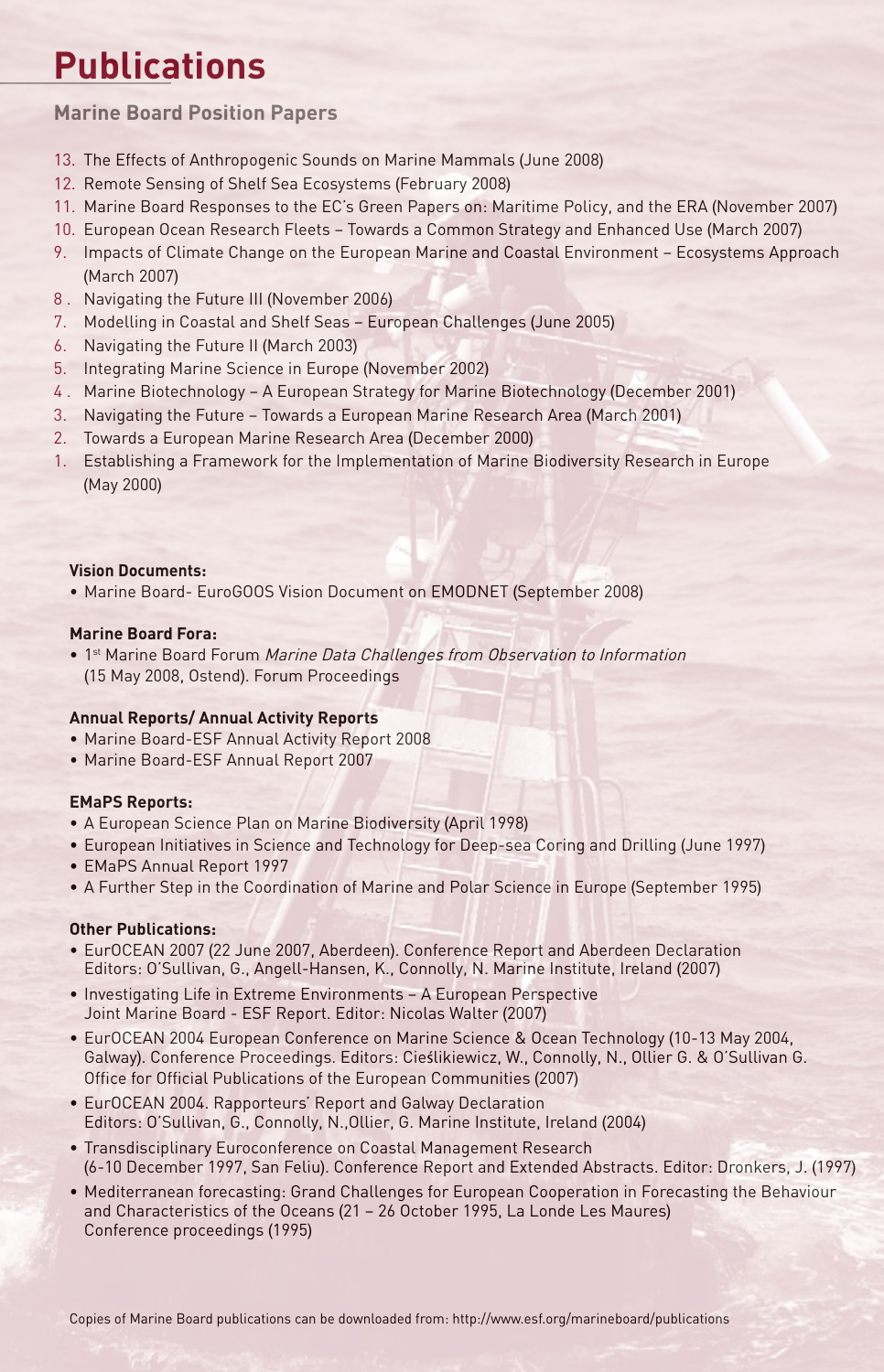# Publications

## Marine Board Position Papers

13. The Effects of Anthropogenic Sounds on Marine Mammals (June 2008)
12. Remote Sensing of Shelf Sea Ecosystems (February 2008)
11. Marine Board Responses to the EC's Green Papers on: Maritime Policy, and the ERA (November 2007)
10. European Ocean Research Fleets – Towards a Common Strategy and Enhanced Use (March 2007)
9. Impacts of Climate Change on the European Marine and Coastal Environment – Ecosystems Approach (March 2007)
8. Navigating the Future III (November 2006)
7. Modelling in Coastal and Shelf Seas – European Challenges (June 2005)
6. Navigating the Future II (March 2003)
5. Integrating Marine Science in Europe (November 2002)
4. Marine Biotechnology – A European Strategy for Marine Biotechnology (December 2001)
3. Navigating the Future – Towards a European Marine Research Area (March 2001)
2. Towards a European Marine Research Area (December 2000)
1. Establishing a Framework for the Implementation of Marine Biodiversity Research in Europe (May 2000)

**Vision Documents:**

- Marine Board- EuroGOOS Vision Document on EMODNET (September 2008)

**Marine Board Fora:**

- 1st Marine Board Forum *Marine Data Challenges from Observation to Information* (15 May 2008, Ostend). Forum Proceedings

**Annual Reports/ Annual Activity Reports**

- Marine Board-ESF Annual Activity Report 2008
- Marine Board-ESF Annual Report 2007

**EMaPS Reports:**

- A European Science Plan on Marine Biodiversity (April 1998)
- European Initiatives in Science and Technology for Deep-sea Coring and Drilling (June 1997)
- EMaPS Annual Report 1997
- A Further Step in the Coordination of Marine and Polar Science in Europe (September 1995)

**Other Publications:**

- EurOCEAN 2007 (22 June 2007, Aberdeen). Conference Report and Aberdeen Declaration
  Editors: O'Sullivan, G., Angell-Hansen, K., Connolly, N. Marine Institute, Ireland (2007)
- Investigating Life in Extreme Environments – A European Perspective
  Joint Marine Board - ESF Report. Editor: Nicolas Walter (2007)
- EurOCEAN 2004 European Conference on Marine Science & Ocean Technology (10-13 May 2004, Galway). Conference Proceedings. Editors: Cieślikiewicz, W., Connolly, N., Ollier G. & O'Sullivan G. Office for Official Publications of the European Communities (2007)
- EurOCEAN 2004. Rapporteurs' Report and Galway Declaration
  Editors: O'Sullivan, G., Connolly, N.,Ollier, G. Marine Institute, Ireland (2004)
- Transdisciplinary Euroconference on Coastal Management Research
  (6-10 December 1997, San Feliu). Conference Report and Extended Abstracts. Editor: Dronkers, J. (1997)
- Mediterranean forecasting: Grand Challenges for European Cooperation in Forecasting the Behaviour and Characteristics of the Oceans (21 – 26 October 1995, La Londe Les Maures)
  Conference proceedings (1995)

Copies of Marine Board publications can be downloaded from: http://www.esf.org/marineboard/publications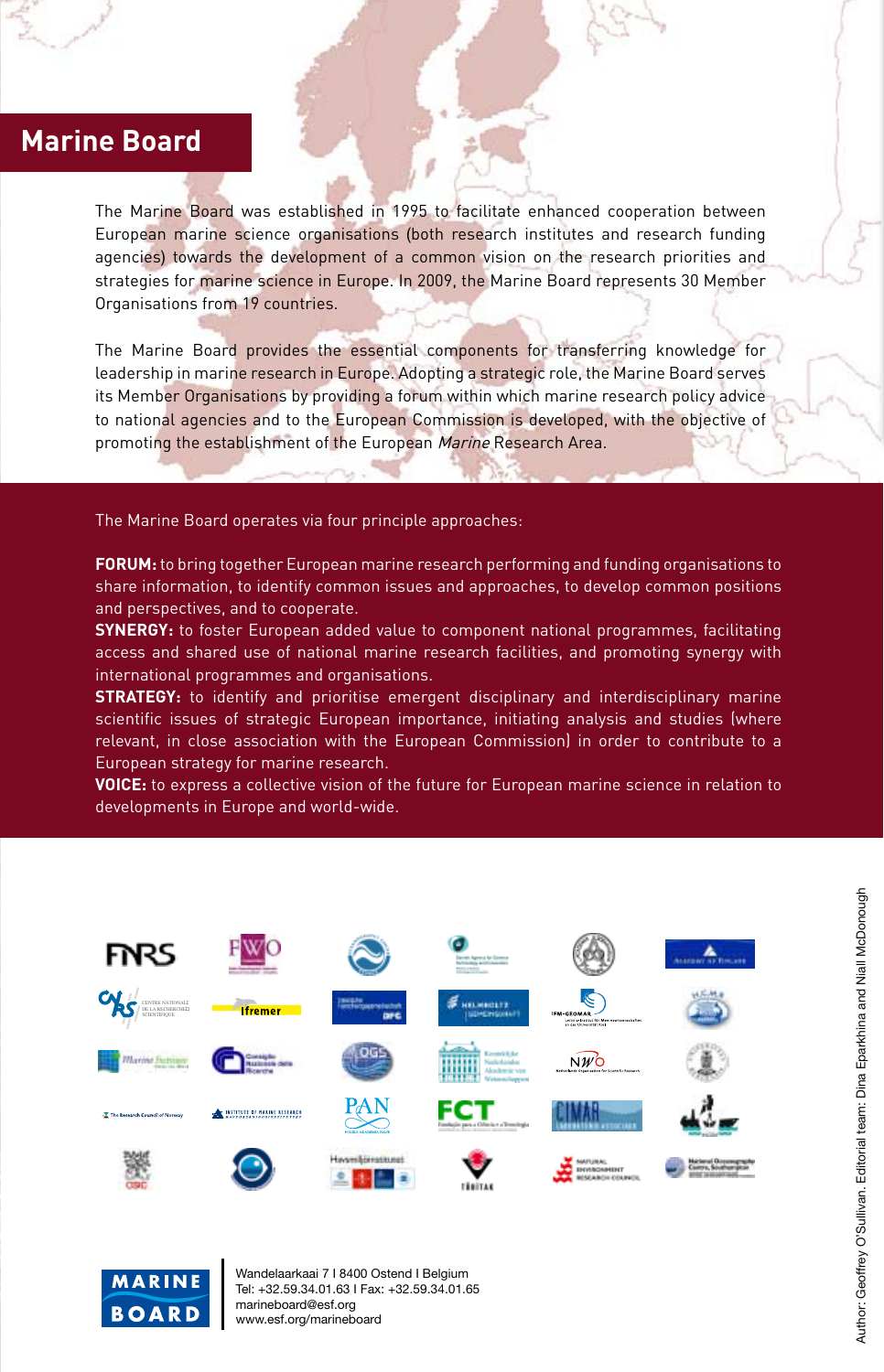## Marine Board

The Marine Board was established in 1995 to facilitate enhanced cooperation between European marine science organisations (both research institutes and research funding agencies) towards the development of a common vision on the research priorities and strategies for marine science in Europe. In 2009, the Marine Board represents 30 Member Organisations from 19 countries.

The Marine Board provides the essential components for transferring knowledge for leadership in marine research in Europe. Adopting a strategic role, the Marine Board serves its Member Organisations by providing a forum within which marine research policy advice to national agencies and to the European Commission is developed, with the objective of promoting the establishment of the European *Marine* Research Area.

The Marine Board operates via four principle approaches:

**FORUM:** to bring together European marine research performing and funding organisations to share information, to identify common issues and approaches, to develop common positions and perspectives, and to cooperate.

**SYNERGY:** to foster European added value to component national programmes, facilitating access and shared use of national marine research facilities, and promoting synergy with international programmes and organisations.

**STRATEGY:** to identify and prioritise emergent disciplinary and interdisciplinary marine scientific issues of strategic European importance, initiating analysis and studies (where relevant, in close association with the European Commission) in order to contribute to a European strategy for marine research.

**VOICE:** to express a collective vision of the future for European marine science in relation to developments in Europe and world-wide.

MARINE BOARD

Wandelaarkaai 7 I 8400 Ostend I Belgium
Tel: +32.59.34.01.63 I Fax: +32.59.34.01.65
marineboard@esf.org
www.esf.org/marineboard

Author: Geoffrey O'Sullivan. Editorial team: Dina Eparkhina and Niall McDonough